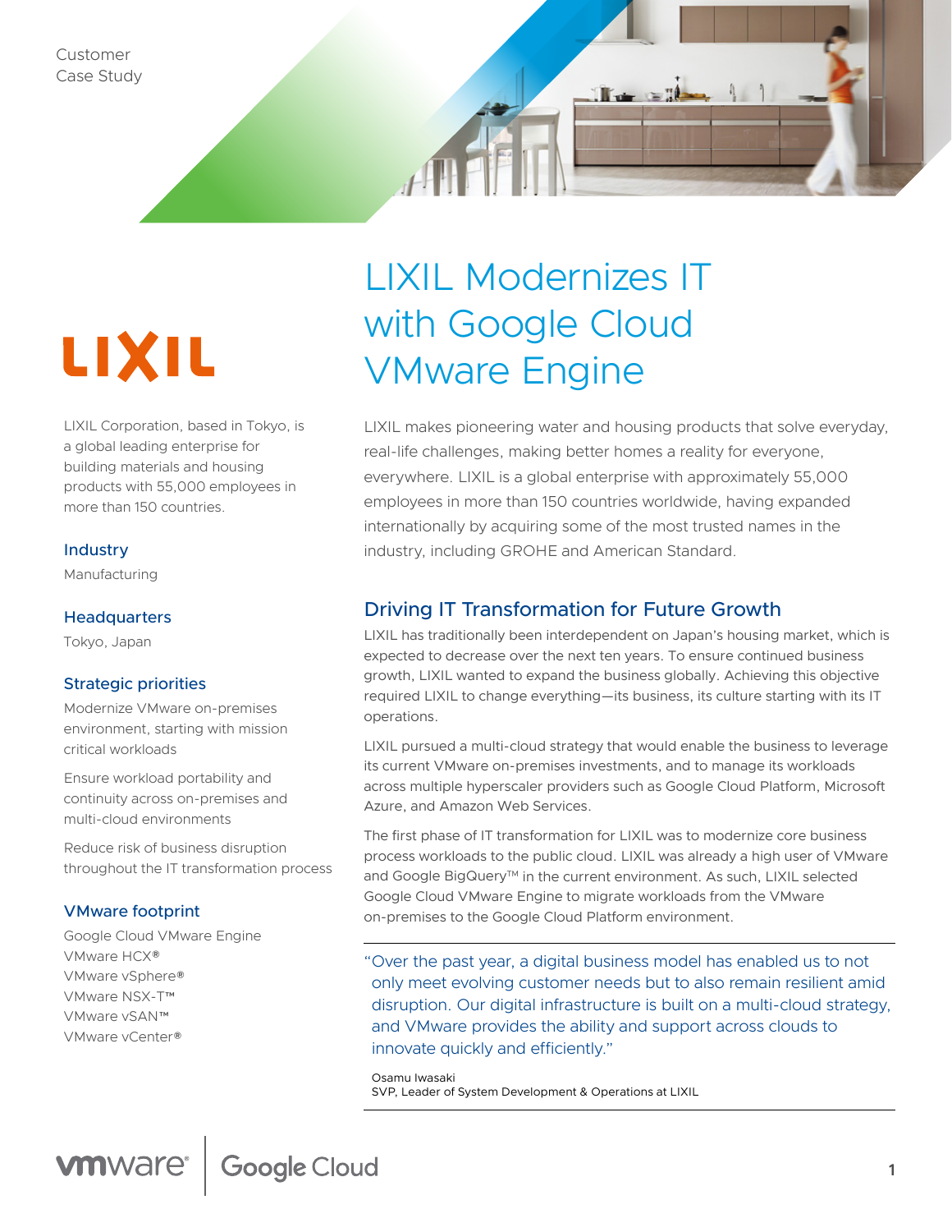Customer Case Study

LIXIL

# LIXIL Modernizes IT with Google Cloud VMware Engine

LIXIL Corporation, based in Tokyo, is a global leading enterprise for building materials and housing products with 55,000 employees in more than 150 countries.

### Industry

Manufacturing

### Headquarters

Tokyo, Japan

### Strategic priorities

Modernize VMware on-premises environment, starting with mission critical workloads

Ensure workload portability and continuity across on-premises and multi-cloud environments

Reduce risk of business disruption throughout the IT transformation process

### VMware footprint

Google Cloud VMware Engine
VMware HCX®
VMware vSphere®
VMware NSX-T™
VMware vSAN™
VMware vCenter®

LIXIL makes pioneering water and housing products that solve everyday, real-life challenges, making better homes a reality for everyone, everywhere. LIXIL is a global enterprise with approximately 55,000 employees in more than 150 countries worldwide, having expanded internationally by acquiring some of the most trusted names in the industry, including GROHE and American Standard.

## Driving IT Transformation for Future Growth

LIXIL has traditionally been interdependent on Japan's housing market, which is expected to decrease over the next ten years. To ensure continued business growth, LIXIL wanted to expand the business globally. Achieving this objective required LIXIL to change everything—its business, its culture starting with its IT operations.

LIXIL pursued a multi-cloud strategy that would enable the business to leverage its current VMware on-premises investments, and to manage its workloads across multiple hyperscaler providers such as Google Cloud Platform, Microsoft Azure, and Amazon Web Services.

The first phase of IT transformation for LIXIL was to modernize core business process workloads to the public cloud. LIXIL was already a high user of VMware and Google BigQuery™ in the current environment. As such, LIXIL selected Google Cloud VMware Engine to migrate workloads from the VMware on-premises to the Google Cloud Platform environment.

> "Over the past year, a digital business model has enabled us to not only meet evolving customer needs but to also remain resilient amid disruption. Our digital infrastructure is built on a multi-cloud strategy, and VMware provides the ability and support across clouds to innovate quickly and efficiently."
>
> Osamu Iwasaki
> SVP, Leader of System Development & Operations at LIXIL

vmware | Google Cloud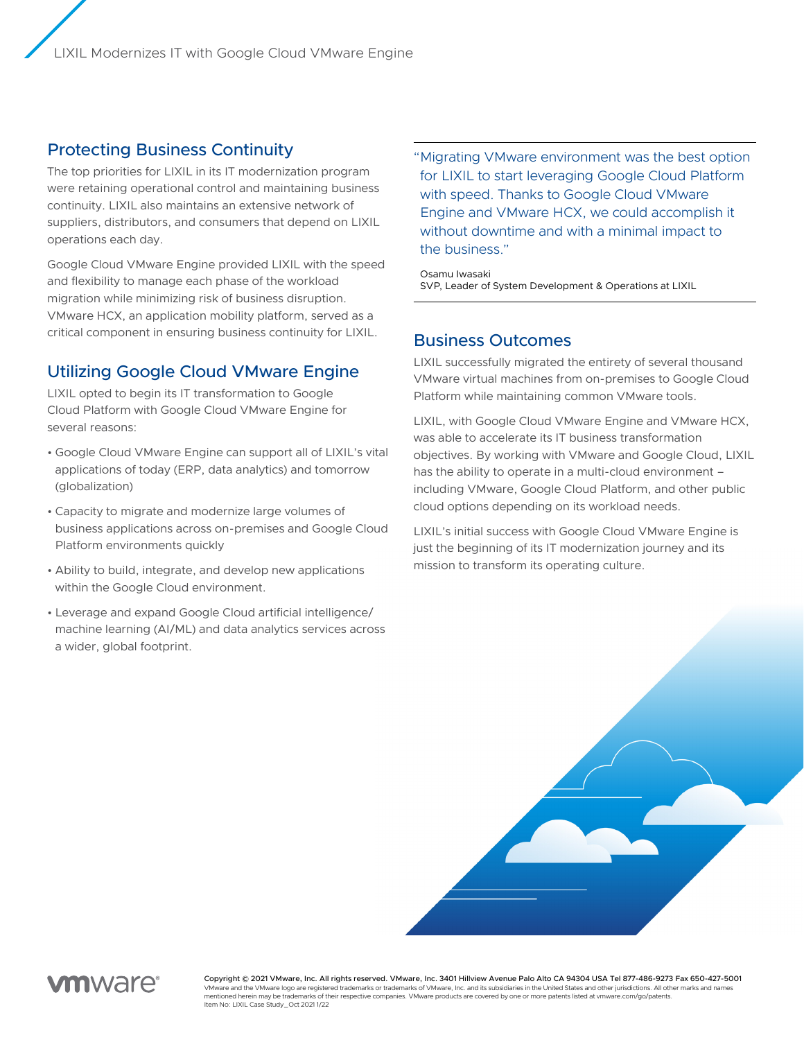## Protecting Business Continuity

The top priorities for LIXIL in its IT modernization program were retaining operational control and maintaining business continuity. LIXIL also maintains an extensive network of suppliers, distributors, and consumers that depend on LIXIL operations each day.

Google Cloud VMware Engine provided LIXIL with the speed and flexibility to manage each phase of the workload migration while minimizing risk of business disruption. VMware HCX, an application mobility platform, served as a critical component in ensuring business continuity for LIXIL.

## Utilizing Google Cloud VMware Engine

LIXIL opted to begin its IT transformation to Google Cloud Platform with Google Cloud VMware Engine for several reasons:

- Google Cloud VMware Engine can support all of LIXIL's vital applications of today (ERP, data analytics) and tomorrow (globalization)
- Capacity to migrate and modernize large volumes of business applications across on-premises and Google Cloud Platform environments quickly
- Ability to build, integrate, and develop new applications within the Google Cloud environment.
- Leverage and expand Google Cloud artificial intelligence/machine learning (AI/ML) and data analytics services across a wider, global footprint.

> "Migrating VMware environment was the best option for LIXIL to start leveraging Google Cloud Platform with speed. Thanks to Google Cloud VMware Engine and VMware HCX, we could accomplish it without downtime and with a minimal impact to the business."
>
> Osamu Iwasaki
> SVP, Leader of System Development & Operations at LIXIL

## Business Outcomes

LIXIL successfully migrated the entirety of several thousand VMware virtual machines from on-premises to Google Cloud Platform while maintaining common VMware tools.

LIXIL, with Google Cloud VMware Engine and VMware HCX, was able to accelerate its IT business transformation objectives. By working with VMware and Google Cloud, LIXIL has the ability to operate in a multi-cloud environment – including VMware, Google Cloud Platform, and other public cloud options depending on its workload needs.

LIXIL's initial success with Google Cloud VMware Engine is just the beginning of its IT modernization journey and its mission to transform its operating culture.

Copyright © 2021 VMware, Inc. All rights reserved. VMware, Inc. 3401 Hillview Avenue Palo Alto CA 94304 USA Tel 877-486-9273 Fax 650-427-5001
VMware and the VMware logo are registered trademarks or trademarks of VMware, Inc. and its subsidiaries in the United States and other jurisdictions. All other marks and names mentioned herein may be trademarks of their respective companies. VMware products are covered by one or more patents listed at vmware.com/go/patents.
Item No: LIXIL Case Study_Oct 2021 1/22